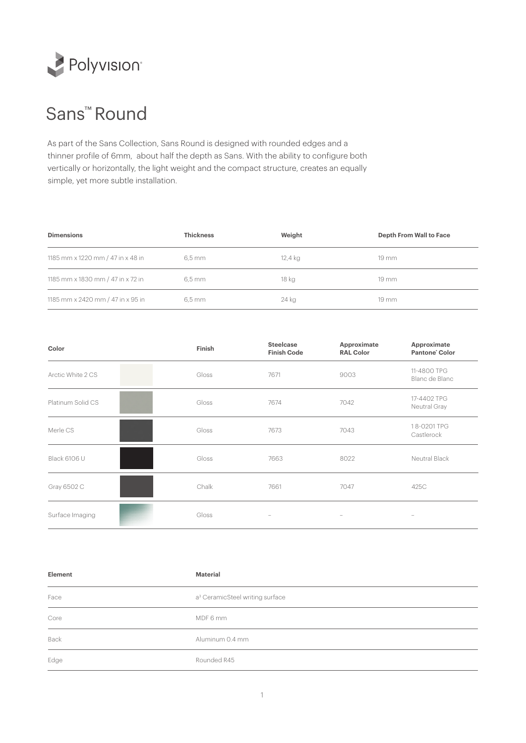Polyvision®

# Sans™ Round

As part of the Sans Collection, Sans Round is designed with rounded edges and a thinner profile of 6mm, about half the depth as Sans. With the ability to configure both vertically or horizontally, the light weight and the compact structure, creates an equally simple, yet more subtle installation.

| Dimensions | Thickness | Weight | Depth From Wall to Face |
|---|---|---|---|
| 1185 mm x 1220 mm / 47 in x 48 in | 6,5 mm | 12,4 kg | 19 mm |
| 1185 mm x 1830 mm / 47 in x 72 in | 6,5 mm | 18 kg | 19 mm |
| 1185 mm x 2420 mm / 47 in x 95 in | 6,5 mm | 24 kg | 19 mm |

| Color | | Finish | Steelcase Finish Code | Approximate RAL Color | Approximate Pantone® Color |
|---|---|---|---|---|---|
| Arctic White 2 CS | | Gloss | 7671 | 9003 | 11-4800 TPG Blanc de Blanc |
| Platinum Solid CS | | Gloss | 7674 | 7042 | 17-4402 TPG Neutral Gray |
| Merle CS | | Gloss | 7673 | 7043 | 18-0201 TPG Castlerock |
| Black 6106 U | | Gloss | 7663 | 8022 | Neutral Black |
| Gray 6502 C | | Chalk | 7661 | 7047 | 425C |
| Surface Imaging | | Gloss | – | – | – |

| Element | Material |
|---|---|
| Face | a³ CeramicSteel writing surface |
| Core | MDF 6 mm |
| Back | Aluminum 0.4 mm |
| Edge | Rounded R45 |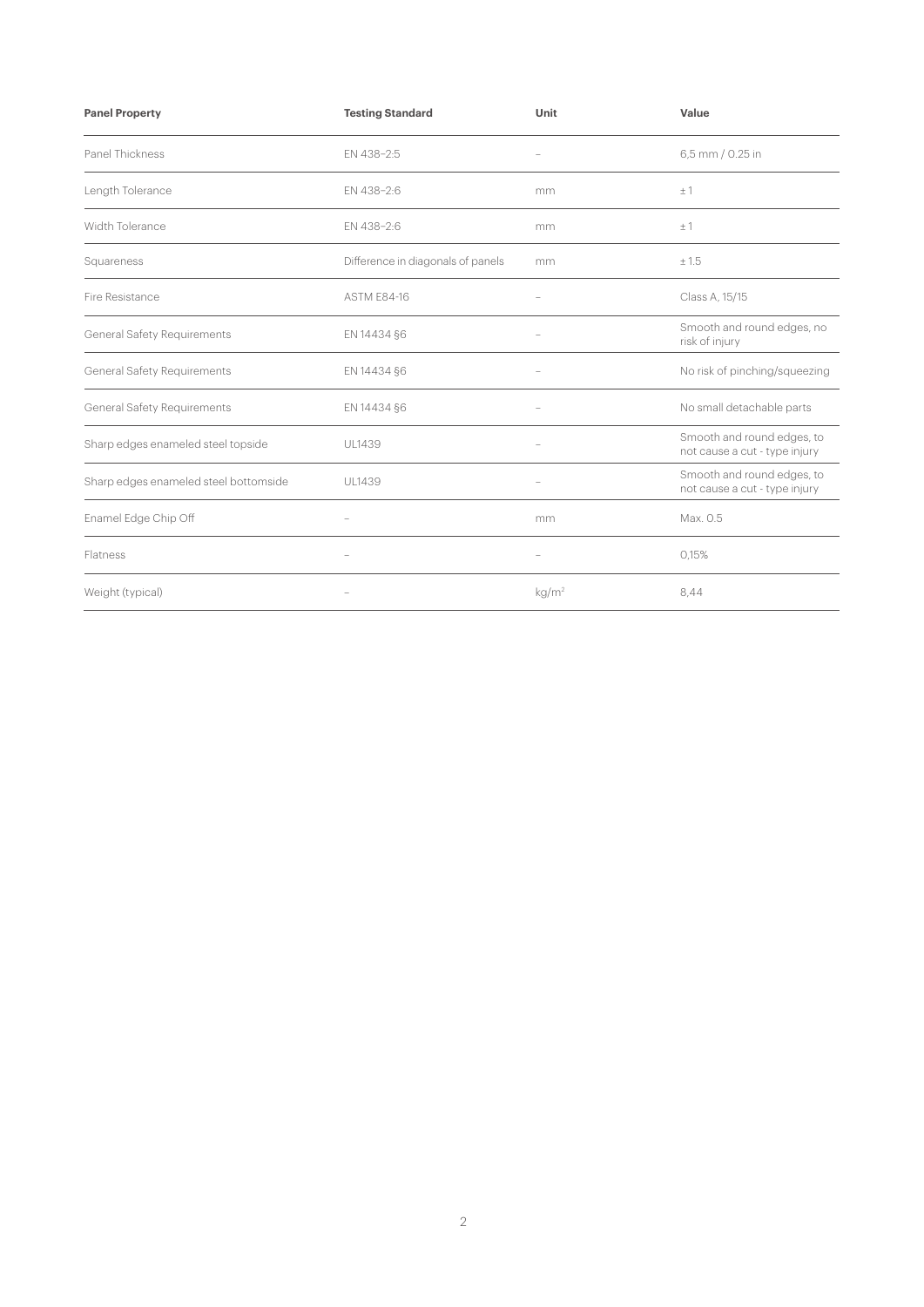| Panel Property | Testing Standard | Unit | Value |
|---|---|---|---|
| Panel Thickness | EN 438–2:5 | – | 6,5 mm / 0.25 in |
| Length Tolerance | EN 438–2:6 | mm | ± 1 |
| Width Tolerance | EN 438–2:6 | mm | ± 1 |
| Squareness | Difference in diagonals of panels | mm | ± 1.5 |
| Fire Resistance | ASTM E84-16 | – | Class A, 15/15 |
| General Safety Requirements | EN 14434 §6 | – | Smooth and round edges, no risk of injury |
| General Safety Requirements | EN 14434 §6 | – | No risk of pinching/squeezing |
| General Safety Requirements | EN 14434 §6 | – | No small detachable parts |
| Sharp edges enameled steel topside | UL1439 | – | Smooth and round edges, to not cause a cut - type injury |
| Sharp edges enameled steel bottomside | UL1439 | – | Smooth and round edges, to not cause a cut - type injury |
| Enamel Edge Chip Off | – | mm | Max. 0.5 |
| Flatness | – | – | 0,15% |
| Weight (typical) | – | $kg/m^2$ | 8,44 |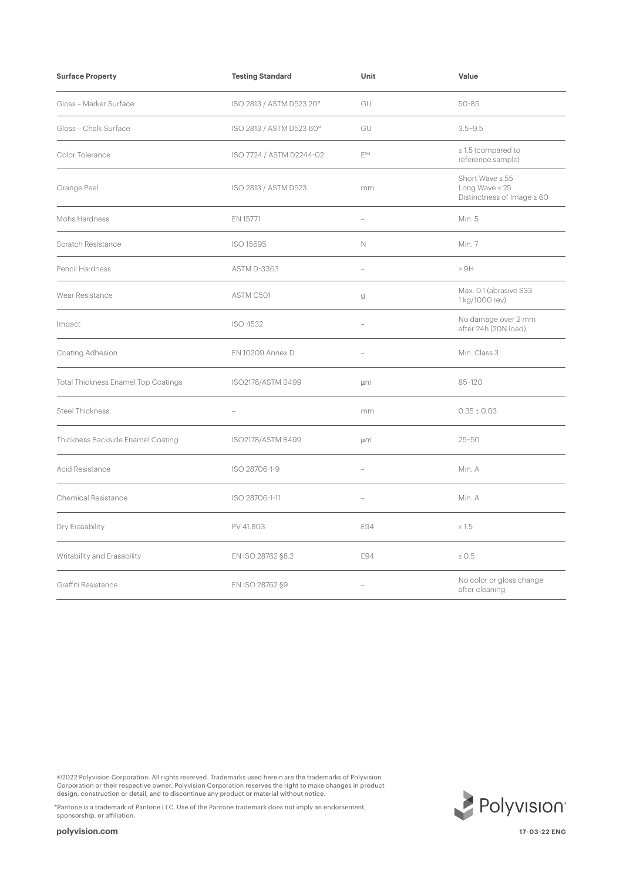| Surface Property | Testing Standard | Unit | Value |
|---|---|---|---|
| Gloss – Marker Surface | ISO 2813 / ASTM D523 20° | GU | 50-85 |
| Gloss – Chalk Surface | ISO 2813 / ASTM D523 60° | GU | 3.5–9.5 |
| Color Tolerance | ISO 7724 / ASTM D2244-02 | $E^{94}$ | ≤ 1.5 (compared to reference sample) |
| Orange Peel | ISO 2813 / ASTM D523 | mm | Short Wave ≤ 55<br>Long Wave ≤ 25<br>Distinctness of Image ≥ 60 |
| Mohs Hardness | EN 15771 | – | Min. 5 |
| Scratch Resistance | ISO 15695 | N | Min. 7 |
| Pencil Hardness | ASTM D-3363 | – | > 9H |
| Wear Resistance | ASTM C501 | g | Max. 0.1 (abrasive S33 1 kg/1000 rev) |
| Impact | ISO 4532 | – | No damage over 2 mm after 24h (20N load) |
| Coating Adhesion | EN 10209 Annex D | – | Min. Class 3 |
| Total Thickness Enamel Top Coatings | ISO2178/ASTM B499 | µm | 85–120 |
| Steel Thickness | – | mm | 0.35 ± 0.03 |
| Thickness Backside Enamel Coating | ISO2178/ASTM B499 | µm | 25–50 |
| Acid Resistance | ISO 28706-1-9 | – | Min. A |
| Chemical Resistance | ISO 28706-1-11 | – | Min. A |
| Dry Erasability | PV 41.803 | E94 | ≤ 1.5 |
| Writability and Erasability | EN ISO 28762 §8.2 | E94 | ≤ 0.5 |
| Graffiti Resistance | EN ISO 28762 §9 | – | No color or gloss change after cleaning |

©2022 Polyvision Corporation. All rights reserved. Trademarks used herein are the trademarks of Polyvision Corporation or their respective owner. Polyvision Corporation reserves the right to make changes in product design, construction or detail, and to discontinue any product or material without notice.

*Pantone is a trademark of Pantone LLC. Use of the Pantone trademark does not imply an endorsement, sponsorship, or affiliation.

Polyvision

polyvision.com

17-03-22 ENG